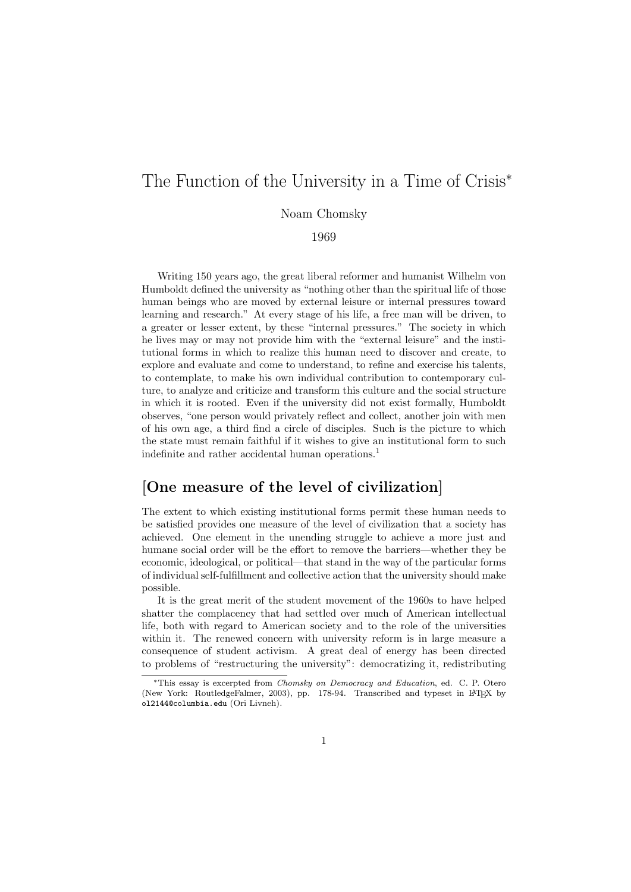# The Function of the University in a Time of Crisis*

Noam Chomsky

1969

Writing 150 years ago, the great liberal reformer and humanist Wilhelm von Humboldt defined the university as "nothing other than the spiritual life of those human beings who are moved by external leisure or internal pressures toward learning and research." At every stage of his life, a free man will be driven, to a greater or lesser extent, by these "internal pressures." The society in which he lives may or may not provide him with the "external leisure" and the institutional forms in which to realize this human need to discover and create, to explore and evaluate and come to understand, to refine and exercise his talents, to contemplate, to make his own individual contribution to contemporary culture, to analyze and criticize and transform this culture and the social structure in which it is rooted. Even if the university did not exist formally, Humboldt observes, "one person would privately reflect and collect, another join with men of his own age, a third find a circle of disciples. Such is the picture to which the state must remain faithful if it wishes to give an institutional form to such indefinite and rather accidental human operations.[1]

## [One measure of the level of civilization]

The extent to which existing institutional forms permit these human needs to be satisfied provides one measure of the level of civilization that a society has achieved. One element in the unending struggle to achieve a more just and humane social order will be the effort to remove the barriers—whether they be economic, ideological, or political—that stand in the way of the particular forms of individual self-fulfillment and collective action that the university should make possible.

It is the great merit of the student movement of the 1960s to have helped shatter the complacency that had settled over much of American intellectual life, both with regard to American society and to the role of the universities within it. The renewed concern with university reform is in large measure a consequence of student activism. A great deal of energy has been directed to problems of "restructuring the university": democratizing it, redistributing

*This essay is excerpted from *Chomsky on Democracy and Education*, ed. C. P. Otero (New York: RoutledgeFalmer, 2003), pp. 178-94. Transcribed and typeset in LaTeX by ol2144@columbia.edu (Ori Livneh).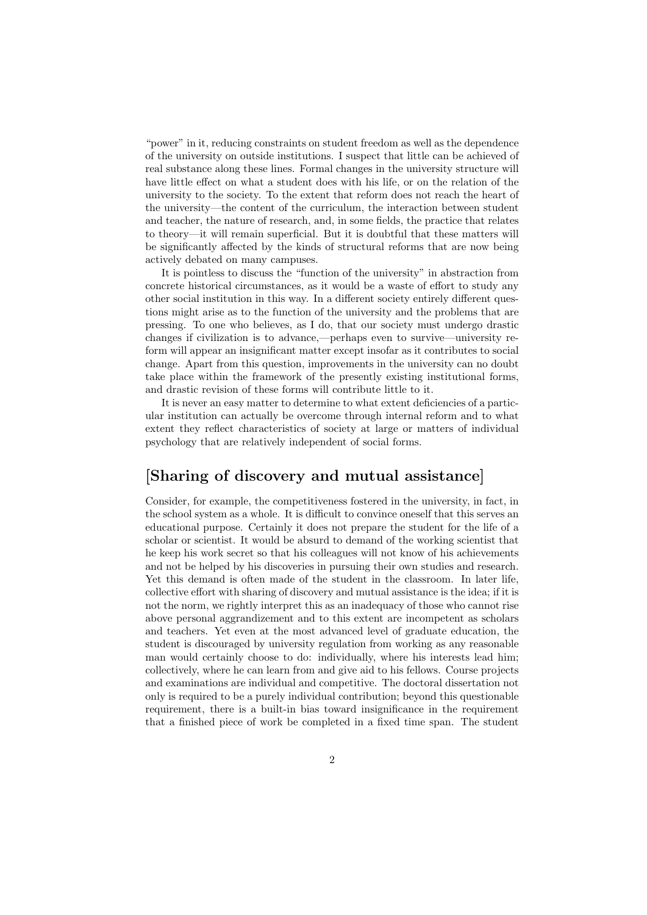"power" in it, reducing constraints on student freedom as well as the dependence of the university on outside institutions. I suspect that little can be achieved of real substance along these lines. Formal changes in the university structure will have little effect on what a student does with his life, or on the relation of the university to the society. To the extent that reform does not reach the heart of the university—the content of the curriculum, the interaction between student and teacher, the nature of research, and, in some fields, the practice that relates to theory—it will remain superficial. But it is doubtful that these matters will be significantly affected by the kinds of structural reforms that are now being actively debated on many campuses.

It is pointless to discuss the "function of the university" in abstraction from concrete historical circumstances, as it would be a waste of effort to study any other social institution in this way. In a different society entirely different questions might arise as to the function of the university and the problems that are pressing. To one who believes, as I do, that our society must undergo drastic changes if civilization is to advance,—perhaps even to survive—university reform will appear an insignificant matter except insofar as it contributes to social change. Apart from this question, improvements in the university can no doubt take place within the framework of the presently existing institutional forms, and drastic revision of these forms will contribute little to it.

It is never an easy matter to determine to what extent deficiencies of a particular institution can actually be overcome through internal reform and to what extent they reflect characteristics of society at large or matters of individual psychology that are relatively independent of social forms.

## [Sharing of discovery and mutual assistance]

Consider, for example, the competitiveness fostered in the university, in fact, in the school system as a whole. It is difficult to convince oneself that this serves an educational purpose. Certainly it does not prepare the student for the life of a scholar or scientist. It would be absurd to demand of the working scientist that he keep his work secret so that his colleagues will not know of his achievements and not be helped by his discoveries in pursuing their own studies and research. Yet this demand is often made of the student in the classroom. In later life, collective effort with sharing of discovery and mutual assistance is the idea; if it is not the norm, we rightly interpret this as an inadequacy of those who cannot rise above personal aggrandizement and to this extent are incompetent as scholars and teachers. Yet even at the most advanced level of graduate education, the student is discouraged by university regulation from working as any reasonable man would certainly choose to do: individually, where his interests lead him; collectively, where he can learn from and give aid to his fellows. Course projects and examinations are individual and competitive. The doctoral dissertation not only is required to be a purely individual contribution; beyond this questionable requirement, there is a built-in bias toward insignificance in the requirement that a finished piece of work be completed in a fixed time span. The student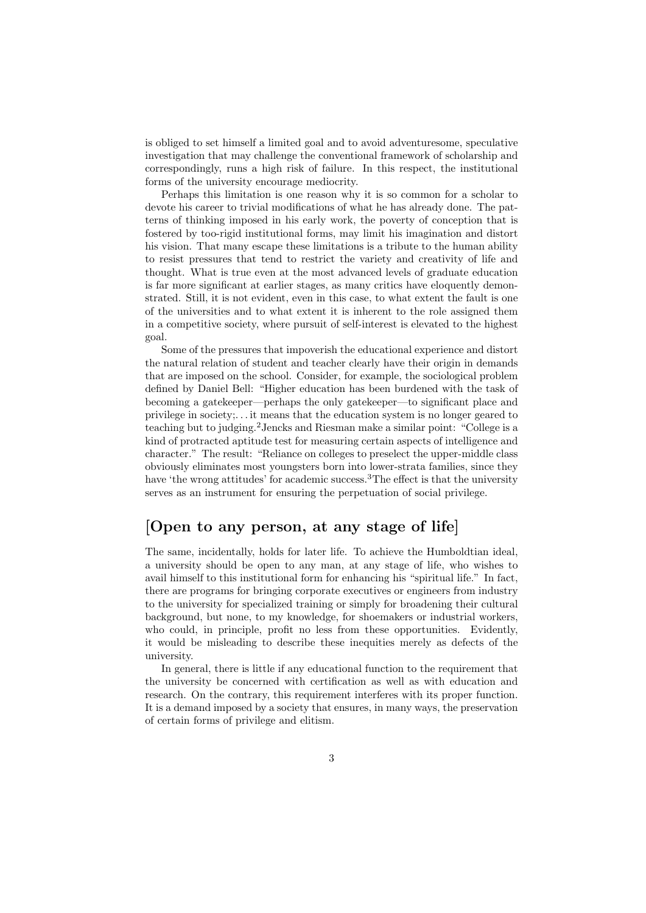is obliged to set himself a limited goal and to avoid adventuresome, speculative investigation that may challenge the conventional framework of scholarship and correspondingly, runs a high risk of failure. In this respect, the institutional forms of the university encourage mediocrity.

Perhaps this limitation is one reason why it is so common for a scholar to devote his career to trivial modifications of what he has already done. The patterns of thinking imposed in his early work, the poverty of conception that is fostered by too-rigid institutional forms, may limit his imagination and distort his vision. That many escape these limitations is a tribute to the human ability to resist pressures that tend to restrict the variety and creativity of life and thought. What is true even at the most advanced levels of graduate education is far more significant at earlier stages, as many critics have eloquently demonstrated. Still, it is not evident, even in this case, to what extent the fault is one of the universities and to what extent it is inherent to the role assigned them in a competitive society, where pursuit of self-interest is elevated to the highest goal.

Some of the pressures that impoverish the educational experience and distort the natural relation of student and teacher clearly have their origin in demands that are imposed on the school. Consider, for example, the sociological problem defined by Daniel Bell: "Higher education has been burdened with the task of becoming a gatekeeper—perhaps the only gatekeeper—to significant place and privilege in society;. . . it means that the education system is no longer geared to teaching but to judging.[2]Jencks and Riesman make a similar point: "College is a kind of protracted aptitude test for measuring certain aspects of intelligence and character." The result: "Reliance on colleges to preselect the upper-middle class obviously eliminates most youngsters born into lower-strata families, since they have 'the wrong attitudes' for academic success.[3]The effect is that the university serves as an instrument for ensuring the perpetuation of social privilege.

## [Open to any person, at any stage of life]

The same, incidentally, holds for later life. To achieve the Humboldtian ideal, a university should be open to any man, at any stage of life, who wishes to avail himself to this institutional form for enhancing his "spiritual life." In fact, there are programs for bringing corporate executives or engineers from industry to the university for specialized training or simply for broadening their cultural background, but none, to my knowledge, for shoemakers or industrial workers, who could, in principle, profit no less from these opportunities. Evidently, it would be misleading to describe these inequities merely as defects of the university.

In general, there is little if any educational function to the requirement that the university be concerned with certification as well as with education and research. On the contrary, this requirement interferes with its proper function. It is a demand imposed by a society that ensures, in many ways, the preservation of certain forms of privilege and elitism.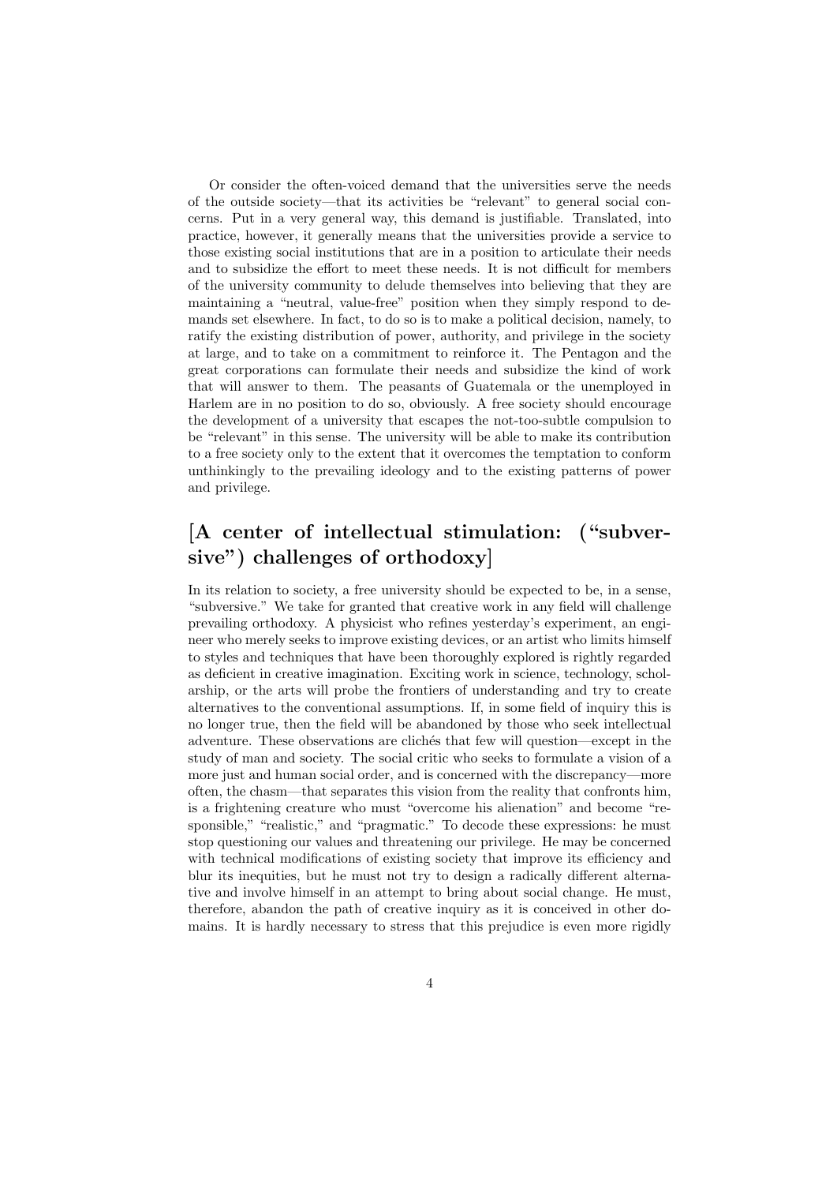Or consider the often-voiced demand that the universities serve the needs of the outside society—that its activities be "relevant" to general social concerns. Put in a very general way, this demand is justifiable. Translated, into practice, however, it generally means that the universities provide a service to those existing social institutions that are in a position to articulate their needs and to subsidize the effort to meet these needs. It is not difficult for members of the university community to delude themselves into believing that they are maintaining a "neutral, value-free" position when they simply respond to demands set elsewhere. In fact, to do so is to make a political decision, namely, to ratify the existing distribution of power, authority, and privilege in the society at large, and to take on a commitment to reinforce it. The Pentagon and the great corporations can formulate their needs and subsidize the kind of work that will answer to them. The peasants of Guatemala or the unemployed in Harlem are in no position to do so, obviously. A free society should encourage the development of a university that escapes the not-too-subtle compulsion to be "relevant" in this sense. The university will be able to make its contribution to a free society only to the extent that it overcomes the temptation to conform unthinkingly to the prevailing ideology and to the existing patterns of power and privilege.

## [A center of intellectual stimulation: ("subversive") challenges of orthodoxy]

In its relation to society, a free university should be expected to be, in a sense, "subversive." We take for granted that creative work in any field will challenge prevailing orthodoxy. A physicist who refines yesterday's experiment, an engineer who merely seeks to improve existing devices, or an artist who limits himself to styles and techniques that have been thoroughly explored is rightly regarded as deficient in creative imagination. Exciting work in science, technology, scholarship, or the arts will probe the frontiers of understanding and try to create alternatives to the conventional assumptions. If, in some field of inquiry this is no longer true, then the field will be abandoned by those who seek intellectual adventure. These observations are clichés that few will question—except in the study of man and society. The social critic who seeks to formulate a vision of a more just and human social order, and is concerned with the discrepancy—more often, the chasm—that separates this vision from the reality that confronts him, is a frightening creature who must "overcome his alienation" and become "responsible," "realistic," and "pragmatic." To decode these expressions: he must stop questioning our values and threatening our privilege. He may be concerned with technical modifications of existing society that improve its efficiency and blur its inequities, but he must not try to design a radically different alternative and involve himself in an attempt to bring about social change. He must, therefore, abandon the path of creative inquiry as it is conceived in other domains. It is hardly necessary to stress that this prejudice is even more rigidly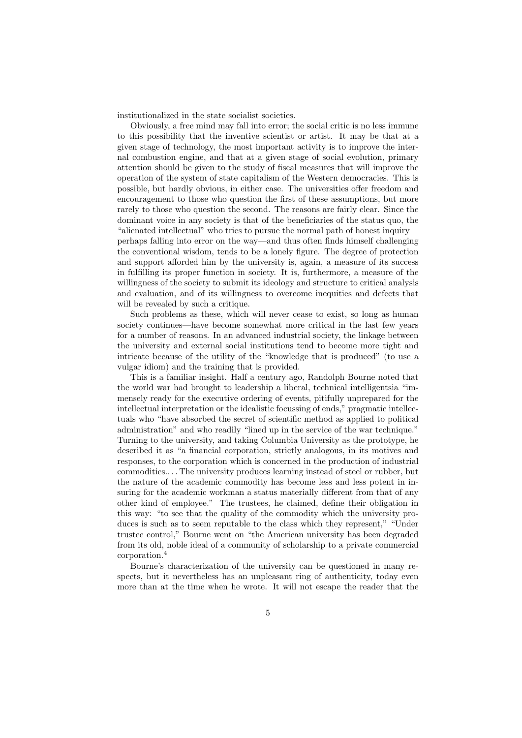institutionalized in the state socialist societies.

Obviously, a free mind may fall into error; the social critic is no less immune to this possibility that the inventive scientist or artist. It may be that at a given stage of technology, the most important activity is to improve the internal combustion engine, and that at a given stage of social evolution, primary attention should be given to the study of fiscal measures that will improve the operation of the system of state capitalism of the Western democracies. This is possible, but hardly obvious, in either case. The universities offer freedom and encouragement to those who question the first of these assumptions, but more rarely to those who question the second. The reasons are fairly clear. Since the dominant voice in any society is that of the beneficiaries of the status quo, the "alienated intellectual" who tries to pursue the normal path of honest inquiry—perhaps falling into error on the way—and thus often finds himself challenging the conventional wisdom, tends to be a lonely figure. The degree of protection and support afforded him by the university is, again, a measure of its success in fulfilling its proper function in society. It is, furthermore, a measure of the willingness of the society to submit its ideology and structure to critical analysis and evaluation, and of its willingness to overcome inequities and defects that will be revealed by such a critique.

Such problems as these, which will never cease to exist, so long as human society continues—have become somewhat more critical in the last few years for a number of reasons. In an advanced industrial society, the linkage between the university and external social institutions tend to become more tight and intricate because of the utility of the "knowledge that is produced" (to use a vulgar idiom) and the training that is provided.

This is a familiar insight. Half a century ago, Randolph Bourne noted that the world war had brought to leadership a liberal, technical intelligentsia "immensely ready for the executive ordering of events, pitifully unprepared for the intellectual interpretation or the idealistic focussing of ends," pragmatic intellectuals who "have absorbed the secret of scientific method as applied to political administration" and who readily "lined up in the service of the war technique." Turning to the university, and taking Columbia University as the prototype, he described it as "a financial corporation, strictly analogous, in its motives and responses, to the corporation which is concerned in the production of industrial commodities.. . . The university produces learning instead of steel or rubber, but the nature of the academic commodity has become less and less potent in insuring for the academic workman a status materially different from that of any other kind of employee." The trustees, he claimed, define their obligation in this way: "to see that the quality of the commodity which the university produces is such as to seem reputable to the class which they represent," "Under trustee control," Bourne went on "the American university has been degraded from its old, noble ideal of a community of scholarship to a private commercial corporation.[4]

Bourne's characterization of the university can be questioned in many respects, but it nevertheless has an unpleasant ring of authenticity, today even more than at the time when he wrote. It will not escape the reader that the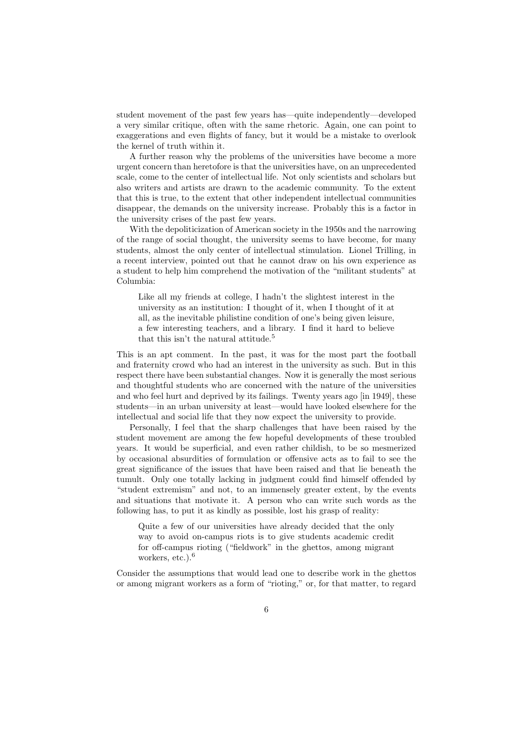student movement of the past few years has—quite independently—developed a very similar critique, often with the same rhetoric. Again, one can point to exaggerations and even flights of fancy, but it would be a mistake to overlook the kernel of truth within it.

A further reason why the problems of the universities have become a more urgent concern than heretofore is that the universities have, on an unprecedented scale, come to the center of intellectual life. Not only scientists and scholars but also writers and artists are drawn to the academic community. To the extent that this is true, to the extent that other independent intellectual communities disappear, the demands on the university increase. Probably this is a factor in the university crises of the past few years.

With the depoliticization of American society in the 1950s and the narrowing of the range of social thought, the university seems to have become, for many students, almost the only center of intellectual stimulation. Lionel Trilling, in a recent interview, pointed out that he cannot draw on his own experience as a student to help him comprehend the motivation of the "militant students" at Columbia:

> Like all my friends at college, I hadn't the slightest interest in the university as an institution: I thought of it, when I thought of it at all, as the inevitable philistine condition of one's being given leisure, a few interesting teachers, and a library. I find it hard to believe that this isn't the natural attitude.[5]

This is an apt comment. In the past, it was for the most part the football and fraternity crowd who had an interest in the university as such. But in this respect there have been substantial changes. Now it is generally the most serious and thoughtful students who are concerned with the nature of the universities and who feel hurt and deprived by its failings. Twenty years ago [in 1949], these students—in an urban university at least—would have looked elsewhere for the intellectual and social life that they now expect the university to provide.

Personally, I feel that the sharp challenges that have been raised by the student movement are among the few hopeful developments of these troubled years. It would be superficial, and even rather childish, to be so mesmerized by occasional absurdities of formulation or offensive acts as to fail to see the great significance of the issues that have been raised and that lie beneath the tumult. Only one totally lacking in judgment could find himself offended by "student extremism" and not, to an immensely greater extent, by the events and situations that motivate it. A person who can write such words as the following has, to put it as kindly as possible, lost his grasp of reality:

> Quite a few of our universities have already decided that the only way to avoid on-campus riots is to give students academic credit for off-campus rioting ("fieldwork" in the ghettos, among migrant workers, etc.).[6]

Consider the assumptions that would lead one to describe work in the ghettos or among migrant workers as a form of "rioting," or, for that matter, to regard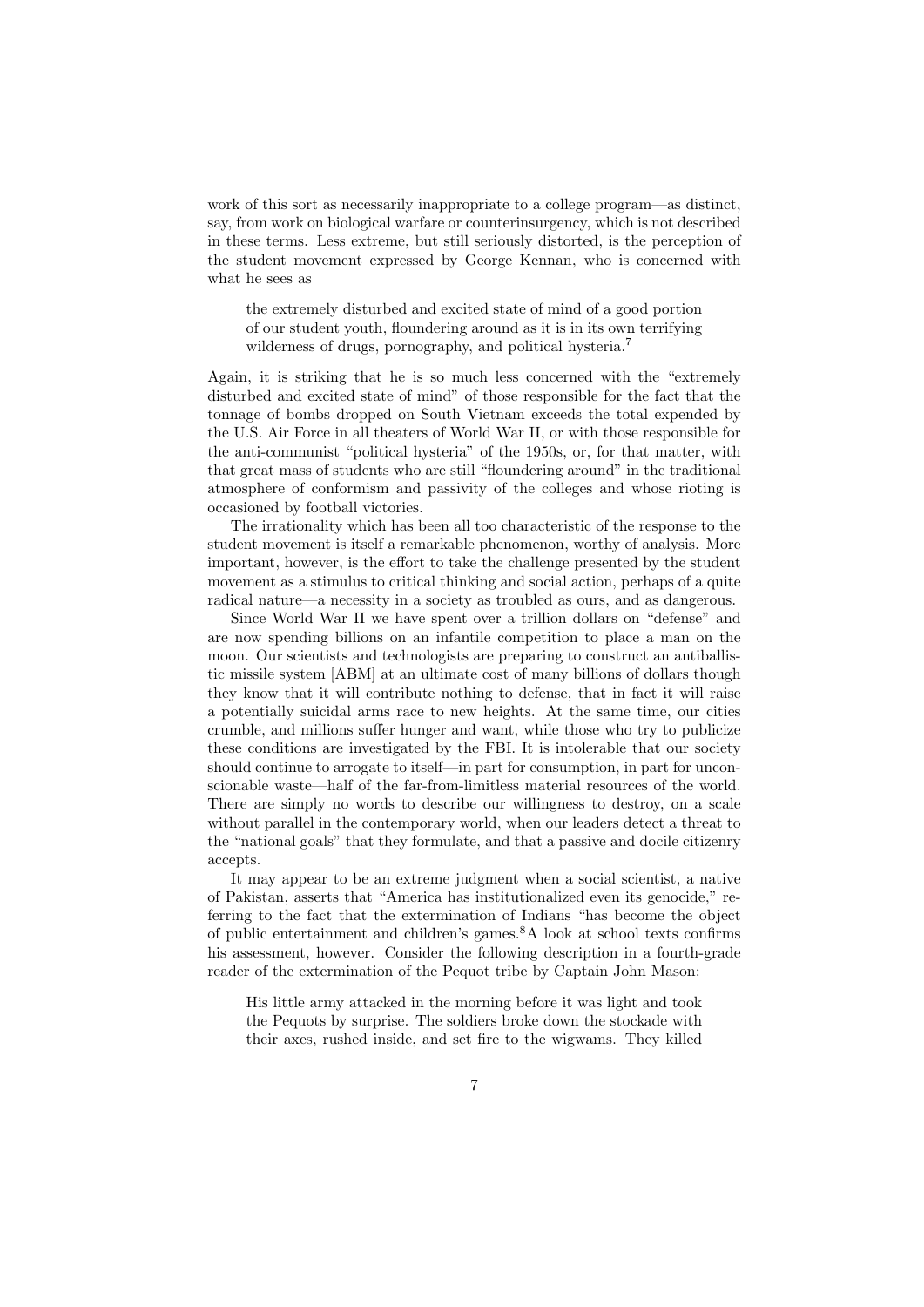work of this sort as necessarily inappropriate to a college program—as distinct, say, from work on biological warfare or counterinsurgency, which is not described in these terms. Less extreme, but still seriously distorted, is the perception of the student movement expressed by George Kennan, who is concerned with what he sees as

> the extremely disturbed and excited state of mind of a good portion of our student youth, floundering around as it is in its own terrifying wilderness of drugs, pornography, and political hysteria.[7]

Again, it is striking that he is so much less concerned with the "extremely disturbed and excited state of mind" of those responsible for the fact that the tonnage of bombs dropped on South Vietnam exceeds the total expended by the U.S. Air Force in all theaters of World War II, or with those responsible for the anti-communist "political hysteria" of the 1950s, or, for that matter, with that great mass of students who are still "floundering around" in the traditional atmosphere of conformism and passivity of the colleges and whose rioting is occasioned by football victories.

The irrationality which has been all too characteristic of the response to the student movement is itself a remarkable phenomenon, worthy of analysis. More important, however, is the effort to take the challenge presented by the student movement as a stimulus to critical thinking and social action, perhaps of a quite radical nature—a necessity in a society as troubled as ours, and as dangerous.

Since World War II we have spent over a trillion dollars on "defense" and are now spending billions on an infantile competition to place a man on the moon. Our scientists and technologists are preparing to construct an antiballistic missile system [ABM] at an ultimate cost of many billions of dollars though they know that it will contribute nothing to defense, that in fact it will raise a potentially suicidal arms race to new heights. At the same time, our cities crumble, and millions suffer hunger and want, while those who try to publicize these conditions are investigated by the FBI. It is intolerable that our society should continue to arrogate to itself—in part for consumption, in part for unconscionable waste—half of the far-from-limitless material resources of the world. There are simply no words to describe our willingness to destroy, on a scale without parallel in the contemporary world, when our leaders detect a threat to the "national goals" that they formulate, and that a passive and docile citizenry accepts.

It may appear to be an extreme judgment when a social scientist, a native of Pakistan, asserts that "America has institutionalized even its genocide," referring to the fact that the extermination of Indians "has become the object of public entertainment and children's games.[8] A look at school texts confirms his assessment, however. Consider the following description in a fourth-grade reader of the extermination of the Pequot tribe by Captain John Mason:

> His little army attacked in the morning before it was light and took the Pequots by surprise. The soldiers broke down the stockade with their axes, rushed inside, and set fire to the wigwams. They killed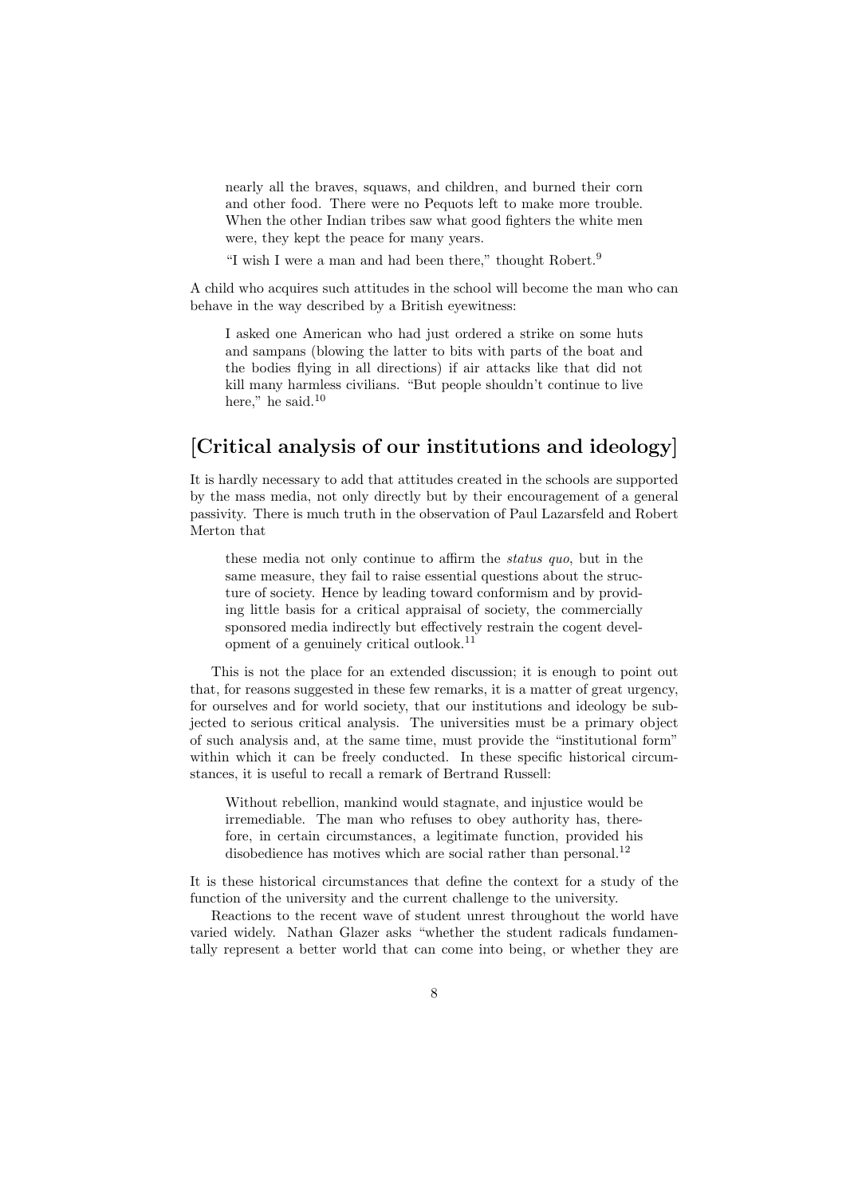> nearly all the braves, squaws, and children, and burned their corn and other food. There were no Pequots left to make more trouble. When the other Indian tribes saw what good fighters the white men were, they kept the peace for many years.
>
> "I wish I were a man and had been there," thought Robert.[9]

A child who acquires such attitudes in the school will become the man who can behave in the way described by a British eyewitness:

> I asked one American who had just ordered a strike on some huts and sampans (blowing the latter to bits with parts of the boat and the bodies flying in all directions) if air attacks like that did not kill many harmless civilians. "But people shouldn't continue to live here," he said.[10]

## [Critical analysis of our institutions and ideology]

It is hardly necessary to add that attitudes created in the schools are supported by the mass media, not only directly but by their encouragement of a general passivity. There is much truth in the observation of Paul Lazarsfeld and Robert Merton that

> these media not only continue to affirm the *status quo*, but in the same measure, they fail to raise essential questions about the structure of society. Hence by leading toward conformism and by providing little basis for a critical appraisal of society, the commercially sponsored media indirectly but effectively restrain the cogent development of a genuinely critical outlook.[11]

This is not the place for an extended discussion; it is enough to point out that, for reasons suggested in these few remarks, it is a matter of great urgency, for ourselves and for world society, that our institutions and ideology be subjected to serious critical analysis. The universities must be a primary object of such analysis and, at the same time, must provide the "institutional form" within which it can be freely conducted. In these specific historical circumstances, it is useful to recall a remark of Bertrand Russell:

> Without rebellion, mankind would stagnate, and injustice would be irremediable. The man who refuses to obey authority has, therefore, in certain circumstances, a legitimate function, provided his disobedience has motives which are social rather than personal.[12]

It is these historical circumstances that define the context for a study of the function of the university and the current challenge to the university.

Reactions to the recent wave of student unrest throughout the world have varied widely. Nathan Glazer asks "whether the student radicals fundamentally represent a better world that can come into being, or whether they are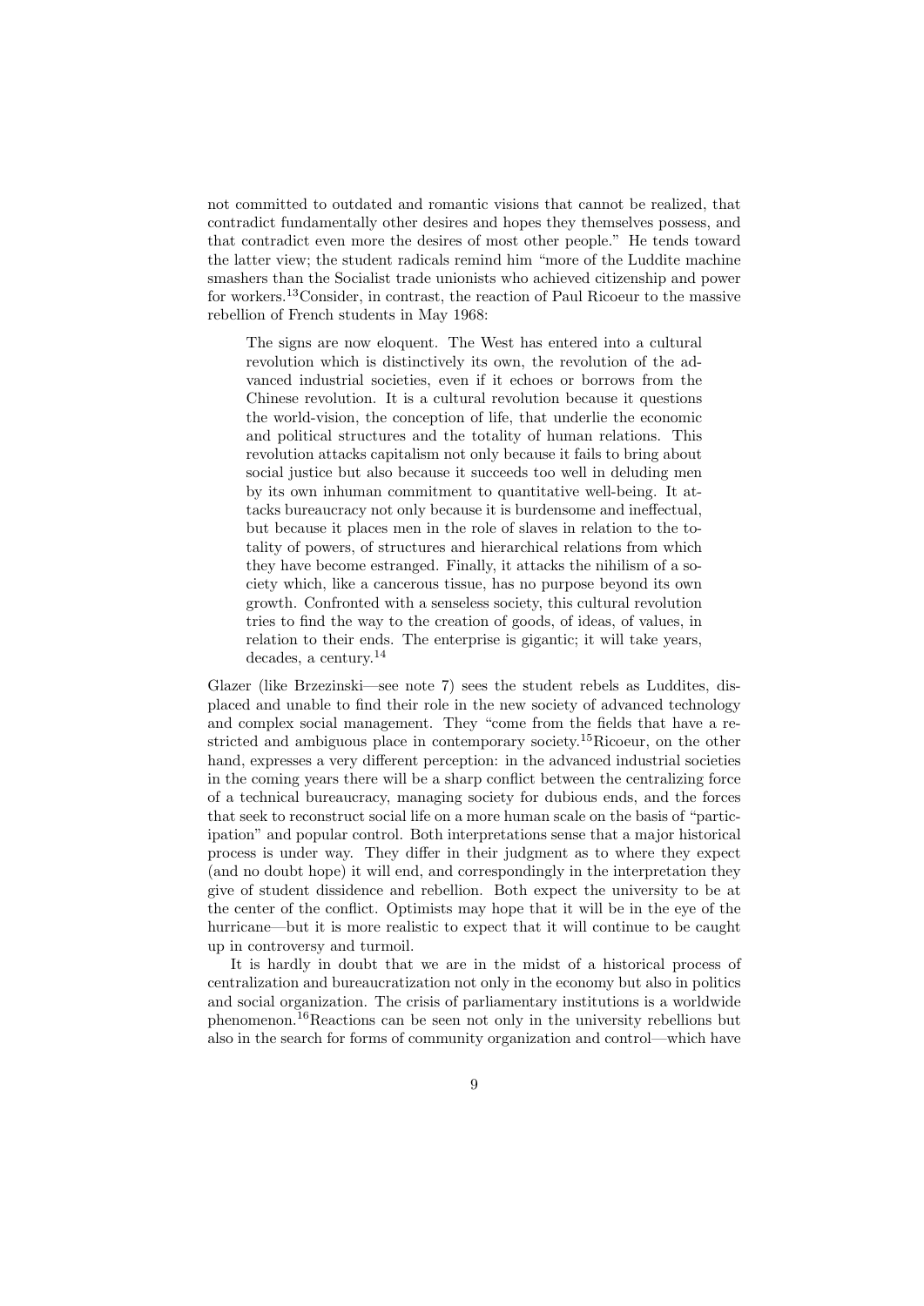not committed to outdated and romantic visions that cannot be realized, that contradict fundamentally other desires and hopes they themselves possess, and that contradict even more the desires of most other people." He tends toward the latter view; the student radicals remind him "more of the Luddite machine smashers than the Socialist trade unionists who achieved citizenship and power for workers.[13] Consider, in contrast, the reaction of Paul Ricoeur to the massive rebellion of French students in May 1968:

> The signs are now eloquent. The West has entered into a cultural revolution which is distinctively its own, the revolution of the advanced industrial societies, even if it echoes or borrows from the Chinese revolution. It is a cultural revolution because it questions the world-vision, the conception of life, that underlie the economic and political structures and the totality of human relations. This revolution attacks capitalism not only because it fails to bring about social justice but also because it succeeds too well in deluding men by its own inhuman commitment to quantitative well-being. It attacks bureaucracy not only because it is burdensome and ineffectual, but because it places men in the role of slaves in relation to the totality of powers, of structures and hierarchical relations from which they have become estranged. Finally, it attacks the nihilism of a society which, like a cancerous tissue, has no purpose beyond its own growth. Confronted with a senseless society, this cultural revolution tries to find the way to the creation of goods, of ideas, of values, in relation to their ends. The enterprise is gigantic; it will take years, decades, a century.[14]

Glazer (like Brzezinski—see note 7) sees the student rebels as Luddites, displaced and unable to find their role in the new society of advanced technology and complex social management. They "come from the fields that have a restricted and ambiguous place in contemporary society.[15] Ricoeur, on the other hand, expresses a very different perception: in the advanced industrial societies in the coming years there will be a sharp conflict between the centralizing force of a technical bureaucracy, managing society for dubious ends, and the forces that seek to reconstruct social life on a more human scale on the basis of "participation" and popular control. Both interpretations sense that a major historical process is under way. They differ in their judgment as to where they expect (and no doubt hope) it will end, and correspondingly in the interpretation they give of student dissidence and rebellion. Both expect the university to be at the center of the conflict. Optimists may hope that it will be in the eye of the hurricane—but it is more realistic to expect that it will continue to be caught up in controversy and turmoil.

It is hardly in doubt that we are in the midst of a historical process of centralization and bureaucratization not only in the economy but also in politics and social organization. The crisis of parliamentary institutions is a worldwide phenomenon.[16] Reactions can be seen not only in the university rebellions but also in the search for forms of community organization and control—which have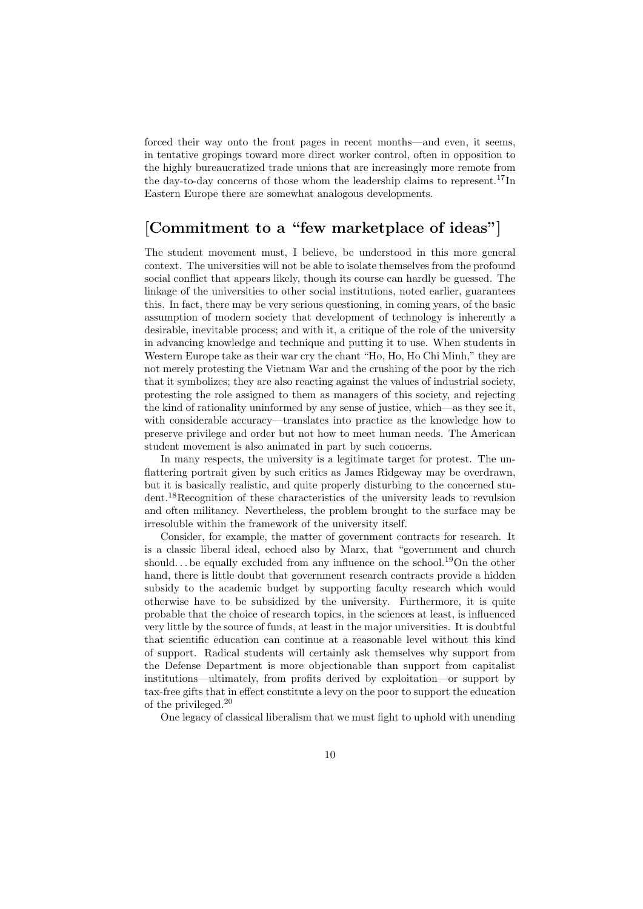forced their way onto the front pages in recent months—and even, it seems, in tentative gropings toward more direct worker control, often in opposition to the highly bureaucratized trade unions that are increasingly more remote from the day-to-day concerns of those whom the leadership claims to represent.[17] In Eastern Europe there are somewhat analogous developments.

## [Commitment to a "few marketplace of ideas"]

The student movement must, I believe, be understood in this more general context. The universities will not be able to isolate themselves from the profound social conflict that appears likely, though its course can hardly be guessed. The linkage of the universities to other social institutions, noted earlier, guarantees this. In fact, there may be very serious questioning, in coming years, of the basic assumption of modern society that development of technology is inherently a desirable, inevitable process; and with it, a critique of the role of the university in advancing knowledge and technique and putting it to use. When students in Western Europe take as their war cry the chant "Ho, Ho, Ho Chi Minh," they are not merely protesting the Vietnam War and the crushing of the poor by the rich that it symbolizes; they are also reacting against the values of industrial society, protesting the role assigned to them as managers of this society, and rejecting the kind of rationality uninformed by any sense of justice, which—as they see it, with considerable accuracy—translates into practice as the knowledge how to preserve privilege and order but not how to meet human needs. The American student movement is also animated in part by such concerns.

In many respects, the university is a legitimate target for protest. The unflattering portrait given by such critics as James Ridgeway may be overdrawn, but it is basically realistic, and quite properly disturbing to the concerned student.[18] Recognition of these characteristics of the university leads to revulsion and often militancy. Nevertheless, the problem brought to the surface may be irresoluble within the framework of the university itself.

Consider, for example, the matter of government contracts for research. It is a classic liberal ideal, echoed also by Marx, that "government and church should. . . be equally excluded from any influence on the school.[19] On the other hand, there is little doubt that government research contracts provide a hidden subsidy to the academic budget by supporting faculty research which would otherwise have to be subsidized by the university. Furthermore, it is quite probable that the choice of research topics, in the sciences at least, is influenced very little by the source of funds, at least in the major universities. It is doubtful that scientific education can continue at a reasonable level without this kind of support. Radical students will certainly ask themselves why support from the Defense Department is more objectionable than support from capitalist institutions—ultimately, from profits derived by exploitation—or support by tax-free gifts that in effect constitute a levy on the poor to support the education of the privileged.[20]

One legacy of classical liberalism that we must fight to uphold with unending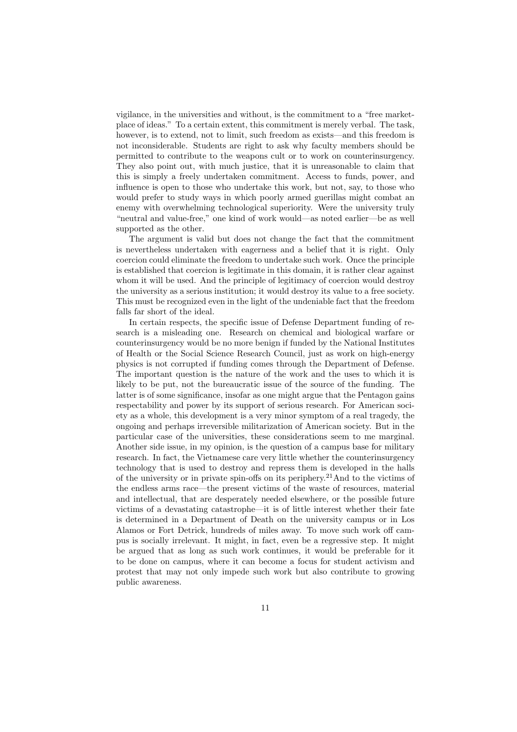vigilance, in the universities and without, is the commitment to a "free marketplace of ideas." To a certain extent, this commitment is merely verbal. The task, however, is to extend, not to limit, such freedom as exists—and this freedom is not inconsiderable. Students are right to ask why faculty members should be permitted to contribute to the weapons cult or to work on counterinsurgency. They also point out, with much justice, that it is unreasonable to claim that this is simply a freely undertaken commitment. Access to funds, power, and influence is open to those who undertake this work, but not, say, to those who would prefer to study ways in which poorly armed guerillas might combat an enemy with overwhelming technological superiority. Were the university truly "neutral and value-free," one kind of work would—as noted earlier—be as well supported as the other.

The argument is valid but does not change the fact that the commitment is nevertheless undertaken with eagerness and a belief that it is right. Only coercion could eliminate the freedom to undertake such work. Once the principle is established that coercion is legitimate in this domain, it is rather clear against whom it will be used. And the principle of legitimacy of coercion would destroy the university as a serious institution; it would destroy its value to a free society. This must be recognized even in the light of the undeniable fact that the freedom falls far short of the ideal.

In certain respects, the specific issue of Defense Department funding of research is a misleading one. Research on chemical and biological warfare or counterinsurgency would be no more benign if funded by the National Institutes of Health or the Social Science Research Council, just as work on high-energy physics is not corrupted if funding comes through the Department of Defense. The important question is the nature of the work and the uses to which it is likely to be put, not the bureaucratic issue of the source of the funding. The latter is of some significance, insofar as one might argue that the Pentagon gains respectability and power by its support of serious research. For American society as a whole, this development is a very minor symptom of a real tragedy, the ongoing and perhaps irreversible militarization of American society. But in the particular case of the universities, these considerations seem to me marginal. Another side issue, in my opinion, is the question of a campus base for military research. In fact, the Vietnamese care very little whether the counterinsurgency technology that is used to destroy and repress them is developed in the halls of the university or in private spin-offs on its periphery.[21] And to the victims of the endless arms race—the present victims of the waste of resources, material and intellectual, that are desperately needed elsewhere, or the possible future victims of a devastating catastrophe—it is of little interest whether their fate is determined in a Department of Death on the university campus or in Los Alamos or Fort Detrick, hundreds of miles away. To move such work off campus is socially irrelevant. It might, in fact, even be a regressive step. It might be argued that as long as such work continues, it would be preferable for it to be done on campus, where it can become a focus for student activism and protest that may not only impede such work but also contribute to growing public awareness.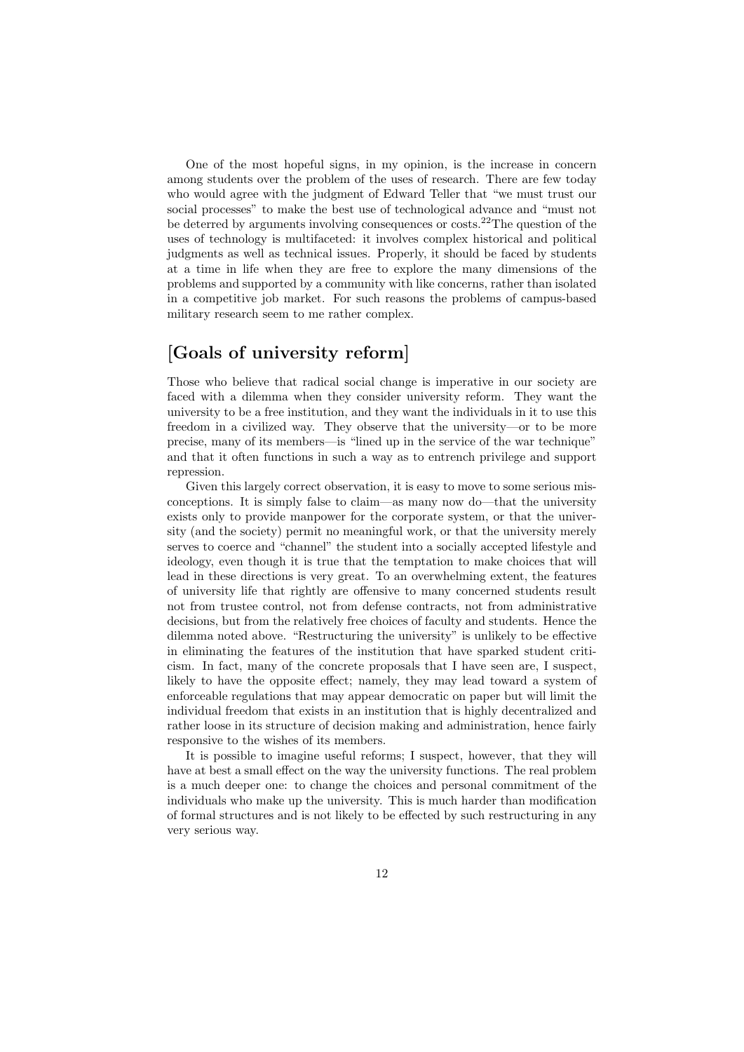One of the most hopeful signs, in my opinion, is the increase in concern among students over the problem of the uses of research. There are few today who would agree with the judgment of Edward Teller that "we must trust our social processes" to make the best use of technological advance and "must not be deterred by arguments involving consequences or costs.[22]The question of the uses of technology is multifaceted: it involves complex historical and political judgments as well as technical issues. Properly, it should be faced by students at a time in life when they are free to explore the many dimensions of the problems and supported by a community with like concerns, rather than isolated in a competitive job market. For such reasons the problems of campus-based military research seem to me rather complex.

## [Goals of university reform]

Those who believe that radical social change is imperative in our society are faced with a dilemma when they consider university reform. They want the university to be a free institution, and they want the individuals in it to use this freedom in a civilized way. They observe that the university—or to be more precise, many of its members—is "lined up in the service of the war technique" and that it often functions in such a way as to entrench privilege and support repression.

Given this largely correct observation, it is easy to move to some serious misconceptions. It is simply false to claim—as many now do—that the university exists only to provide manpower for the corporate system, or that the university (and the society) permit no meaningful work, or that the university merely serves to coerce and "channel" the student into a socially accepted lifestyle and ideology, even though it is true that the temptation to make choices that will lead in these directions is very great. To an overwhelming extent, the features of university life that rightly are offensive to many concerned students result not from trustee control, not from defense contracts, not from administrative decisions, but from the relatively free choices of faculty and students. Hence the dilemma noted above. "Restructuring the university" is unlikely to be effective in eliminating the features of the institution that have sparked student criticism. In fact, many of the concrete proposals that I have seen are, I suspect, likely to have the opposite effect; namely, they may lead toward a system of enforceable regulations that may appear democratic on paper but will limit the individual freedom that exists in an institution that is highly decentralized and rather loose in its structure of decision making and administration, hence fairly responsive to the wishes of its members.

It is possible to imagine useful reforms; I suspect, however, that they will have at best a small effect on the way the university functions. The real problem is a much deeper one: to change the choices and personal commitment of the individuals who make up the university. This is much harder than modification of formal structures and is not likely to be effected by such restructuring in any very serious way.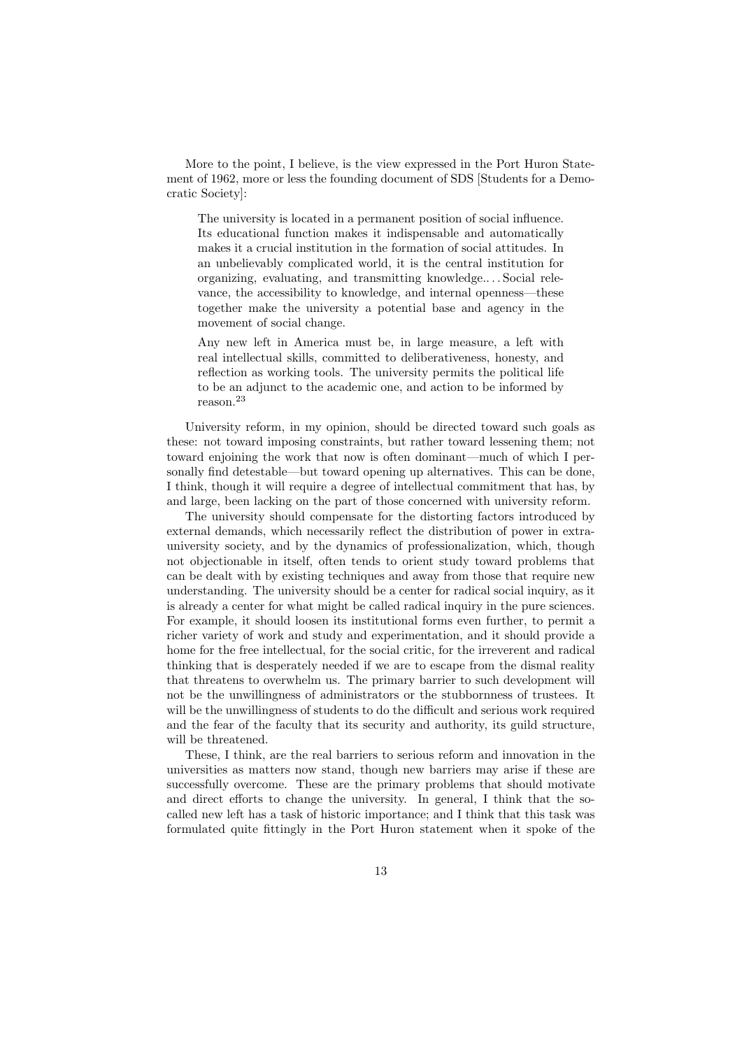More to the point, I believe, is the view expressed in the Port Huron Statement of 1962, more or less the founding document of SDS [Students for a Democratic Society]:

> The university is located in a permanent position of social influence. Its educational function makes it indispensable and automatically makes it a crucial institution in the formation of social attitudes. In an unbelievably complicated world, it is the central institution for organizing, evaluating, and transmitting knowledge.. . . Social relevance, the accessibility to knowledge, and internal openness—these together make the university a potential base and agency in the movement of social change.
>
> Any new left in America must be, in large measure, a left with real intellectual skills, committed to deliberativeness, honesty, and reflection as working tools. The university permits the political life to be an adjunct to the academic one, and action to be informed by reason.[23]

University reform, in my opinion, should be directed toward such goals as these: not toward imposing constraints, but rather toward lessening them; not toward enjoining the work that now is often dominant—much of which I personally find detestable—but toward opening up alternatives. This can be done, I think, though it will require a degree of intellectual commitment that has, by and large, been lacking on the part of those concerned with university reform.

The university should compensate for the distorting factors introduced by external demands, which necessarily reflect the distribution of power in extra-university society, and by the dynamics of professionalization, which, though not objectionable in itself, often tends to orient study toward problems that can be dealt with by existing techniques and away from those that require new understanding. The university should be a center for radical social inquiry, as it is already a center for what might be called radical inquiry in the pure sciences. For example, it should loosen its institutional forms even further, to permit a richer variety of work and study and experimentation, and it should provide a home for the free intellectual, for the social critic, for the irreverent and radical thinking that is desperately needed if we are to escape from the dismal reality that threatens to overwhelm us. The primary barrier to such development will not be the unwillingness of administrators or the stubbornness of trustees. It will be the unwillingness of students to do the difficult and serious work required and the fear of the faculty that its security and authority, its guild structure, will be threatened.

These, I think, are the real barriers to serious reform and innovation in the universities as matters now stand, though new barriers may arise if these are successfully overcome. These are the primary problems that should motivate and direct efforts to change the university. In general, I think that the so-called new left has a task of historic importance; and I think that this task was formulated quite fittingly in the Port Huron statement when it spoke of the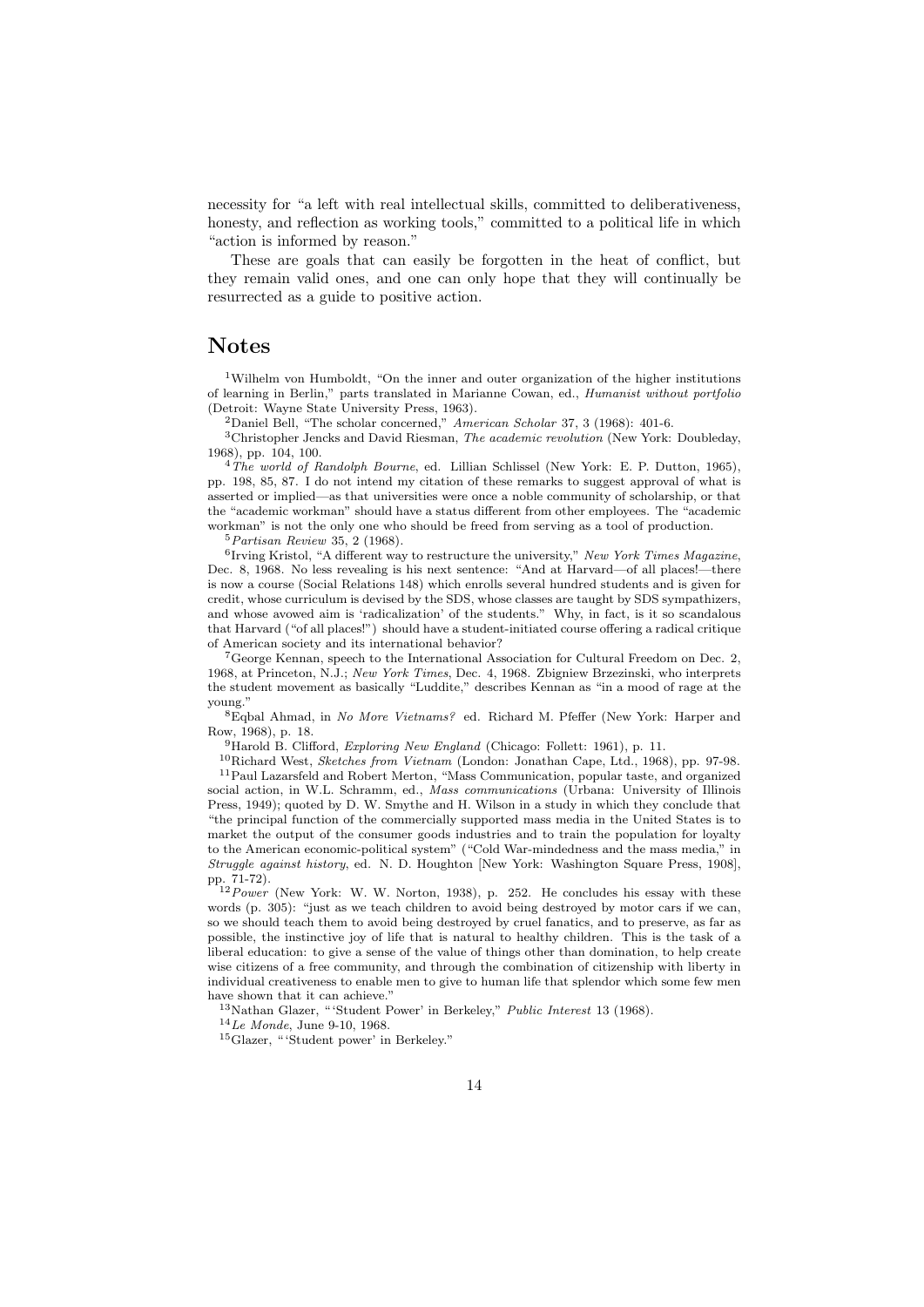necessity for "a left with real intellectual skills, committed to deliberativeness, honesty, and reflection as working tools," committed to a political life in which "action is informed by reason."

These are goals that can easily be forgotten in the heat of conflict, but they remain valid ones, and one can only hope that they will continually be resurrected as a guide to positive action.

## Notes

[1] Wilhelm von Humboldt, "On the inner and outer organization of the higher institutions of learning in Berlin," parts translated in Marianne Cowan, ed., *Humanist without portfolio* (Detroit: Wayne State University Press, 1963).

[2] Daniel Bell, "The scholar concerned," *American Scholar* 37, 3 (1968): 401-6.

[3] Christopher Jencks and David Riesman, *The academic revolution* (New York: Doubleday, 1968), pp. 104, 100.

[4] *The world of Randolph Bourne*, ed. Lillian Schlissel (New York: E. P. Dutton, 1965), pp. 198, 85, 87. I do not intend my citation of these remarks to suggest approval of what is asserted or implied—as that universities were once a noble community of scholarship, or that the "academic workman" should have a status different from other employees. The "academic workman" is not the only one who should be freed from serving as a tool of production.

[5] *Partisan Review* 35, 2 (1968).

[6] Irving Kristol, "A different way to restructure the university," *New York Times Magazine*, Dec. 8, 1968. No less revealing is his next sentence: "And at Harvard—of all places!—there is now a course (Social Relations 148) which enrolls several hundred students and is given for credit, whose curriculum is devised by the SDS, whose classes are taught by SDS sympathizers, and whose avowed aim is 'radicalization' of the students." Why, in fact, is it so scandalous that Harvard ("of all places!") should have a student-initiated course offering a radical critique of American society and its international behavior?

[7] George Kennan, speech to the International Association for Cultural Freedom on Dec. 2, 1968, at Princeton, N.J.; *New York Times*, Dec. 4, 1968. Zbigniew Brzezinski, who interprets the student movement as basically "Luddite," describes Kennan as "in a mood of rage at the young."

[8] Eqbal Ahmad, in *No More Vietnams?* ed. Richard M. Pfeffer (New York: Harper and Row, 1968), p. 18.

[9] Harold B. Clifford, *Exploring New England* (Chicago: Follett: 1961), p. 11.

[10] Richard West, *Sketches from Vietnam* (London: Jonathan Cape, Ltd., 1968), pp. 97-98.

[11] Paul Lazarsfeld and Robert Merton, "Mass Communication, popular taste, and organized social action, in W.L. Schramm, ed., *Mass communications* (Urbana: University of Illinois Press, 1949); quoted by D. W. Smythe and H. Wilson in a study in which they conclude that "the principal function of the commercially supported mass media in the United States is to market the output of the consumer goods industries and to train the population for loyalty to the American economic-political system" ("Cold War-mindedness and the mass media," in *Struggle against history*, ed. N. D. Houghton [New York: Washington Square Press, 1908], pp. 71-72).

[12] *Power* (New York: W. W. Norton, 1938), p. 252. He concludes his essay with these words (p. 305): "just as we teach children to avoid being destroyed by motor cars if we can, so we should teach them to avoid being destroyed by cruel fanatics, and to preserve, as far as possible, the instinctive joy of life that is natural to healthy children. This is the task of a liberal education: to give a sense of the value of things other than domination, to help create wise citizens of a free community, and through the combination of citizenship with liberty in individual creativeness to enable men to give to human life that splendor which some few men have shown that it can achieve."

[13] Nathan Glazer, "'Student Power' in Berkeley," *Public Interest* 13 (1968).

[14] *Le Monde*, June 9-10, 1968.

[15] Glazer, "'Student power' in Berkeley."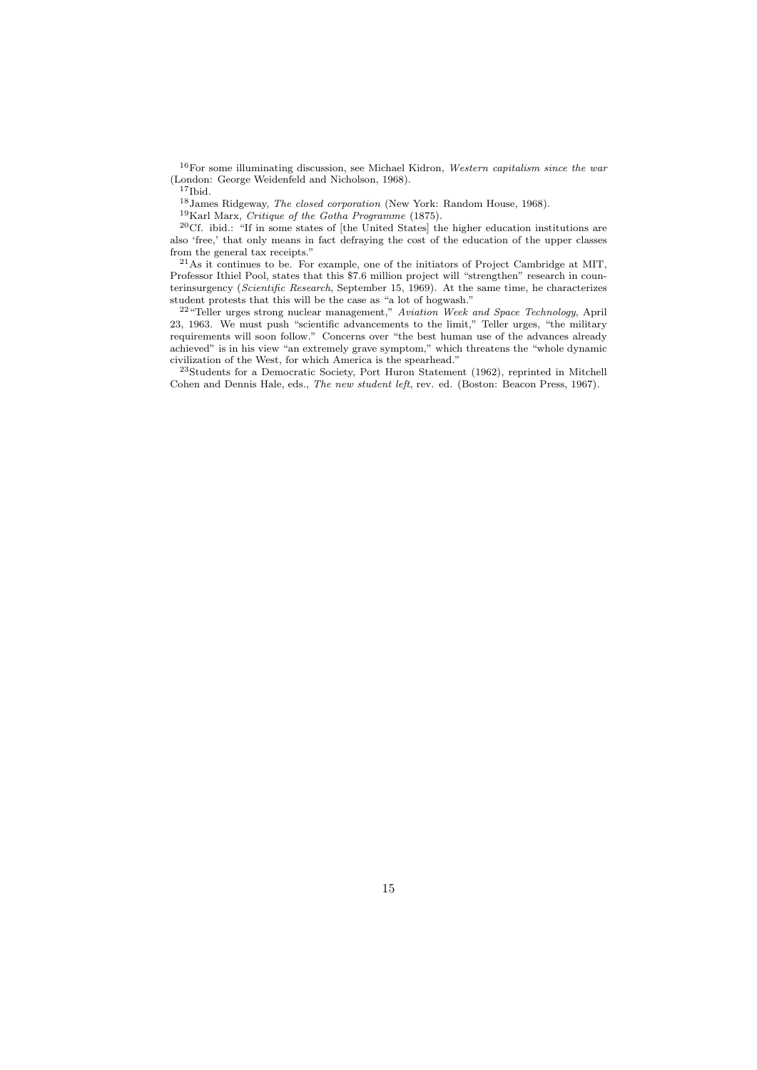[16]For some illuminating discussion, see Michael Kidron, *Western capitalism since the war* (London: George Weidenfeld and Nicholson, 1968).

[17]Ibid.

[18]James Ridgeway, *The closed corporation* (New York: Random House, 1968).

[19]Karl Marx, *Critique of the Gotha Programme* (1875).

[20]Cf. ibid.: "If in some states of [the United States] the higher education institutions are also 'free,' that only means in fact defraying the cost of the education of the upper classes from the general tax receipts."

[21]As it continues to be. For example, one of the initiators of Project Cambridge at MIT, Professor Ithiel Pool, states that this $7.6 million project will "strengthen" research in counterinsurgency (*Scientific Research*, September 15, 1969). At the same time, he characterizes student protests that this will be the case as "a lot of hogwash."

[22]"Teller urges strong nuclear management," *Aviation Week and Space Technology*, April 23, 1963. We must push "scientific advancements to the limit," Teller urges, "the military requirements will soon follow." Concerns over "the best human use of the advances already achieved" is in his view "an extremely grave symptom," which threatens the "whole dynamic civilization of the West, for which America is the spearhead."

[23]Students for a Democratic Society, Port Huron Statement (1962), reprinted in Mitchell Cohen and Dennis Hale, eds., *The new student left*, rev. ed. (Boston: Beacon Press, 1967).